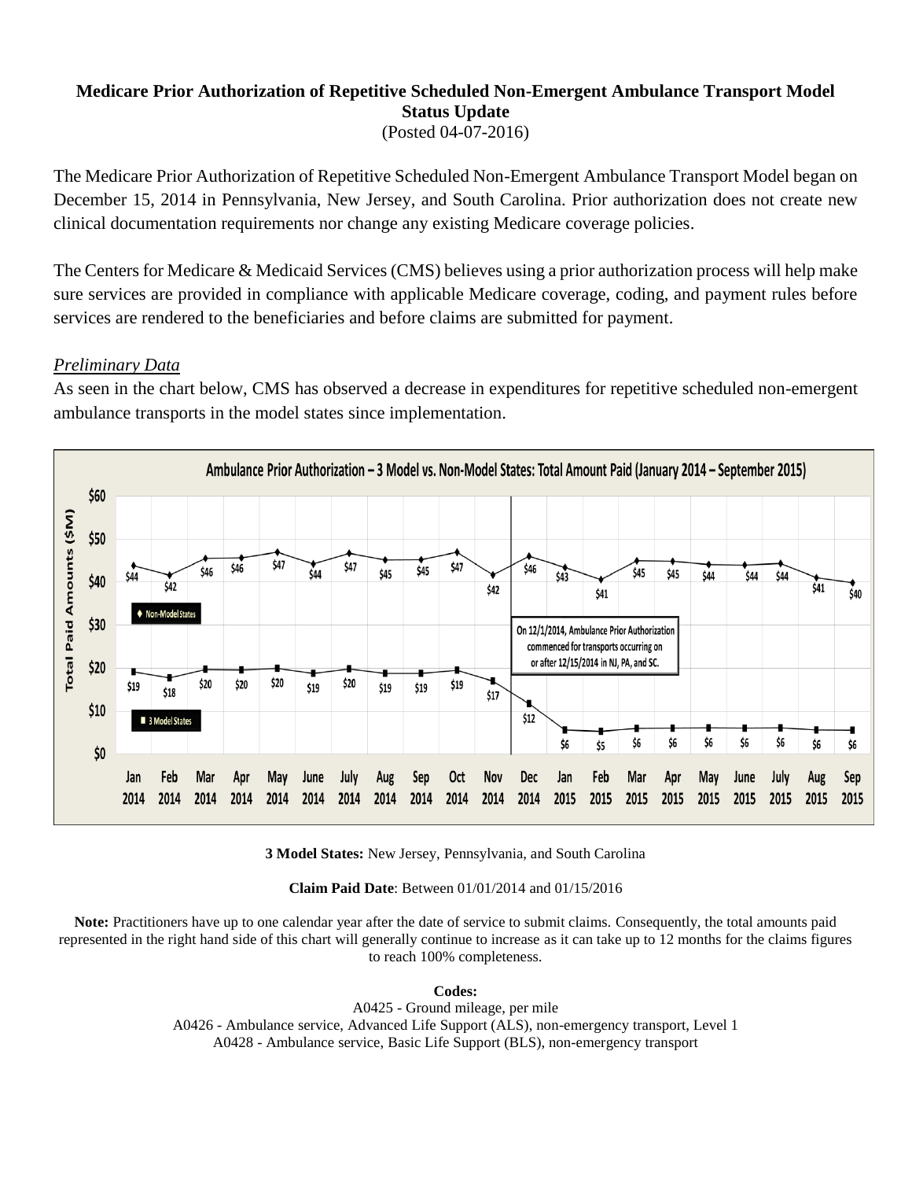**Medicare Prior Authorization of Repetitive Scheduled Non-Emergent Ambulance Transport Model Status Update**
(Posted 04-07-2016)

The Medicare Prior Authorization of Repetitive Scheduled Non-Emergent Ambulance Transport Model began on December 15, 2014 in Pennsylvania, New Jersey, and South Carolina. Prior authorization does not create new clinical documentation requirements nor change any existing Medicare coverage policies.

The Centers for Medicare & Medicaid Services (CMS) believes using a prior authorization process will help make sure services are provided in compliance with applicable Medicare coverage, coding, and payment rules before services are rendered to the beneficiaries and before claims are submitted for payment.

*Preliminary Data*

As seen in the chart below, CMS has observed a decrease in expenditures for repetitive scheduled non-emergent ambulance transports in the model states since implementation.

**Ambulance Prior Authorization – 3 Model vs. Non-Model States: Total Amount Paid (January 2014 – September 2015)**

Total Paid Amounts ($M)

| Month | Non-Model States | 3 Model States |
|---|---|---|
| Jan 2014 | $44 | $19 |
| Feb 2014 | $42 | $18 |
| Mar 2014 | $46 | $20 |
| Apr 2014 | $46 | $20 |
| May 2014 | $47 | $20 |
| June 2014 | $44 | $19 |
| July 2014 | $47 | $20 |
| Aug 2014 | $45 | $19 |
| Sep 2014 | $45 | $19 |
| Oct 2014 | $47 | $19 |
| Nov 2014 | $42 | $17 |
| Dec 2014 | $46 | $12 |
| Jan 2015 | $43 | $6 |
| Feb 2015 | $41 | $5 |
| Mar 2015 | $45 | $6 |
| Apr 2015 | $45 | $6 |
| May 2015 | $44 | $6 |
| June 2015 | $44 | $6 |
| July 2015 | $44 | $6 |
| Aug 2015 | $41 | $6 |
| Sep 2015 | $40 | $6 |

On 12/1/2014, Ambulance Prior Authorization commenced for transports occurring on or after 12/15/2014 in NJ, PA, and SC.

**3 Model States:** New Jersey, Pennsylvania, and South Carolina

**Claim Paid Date**: Between 01/01/2014 and 01/15/2016

**Note:** Practitioners have up to one calendar year after the date of service to submit claims. Consequently, the total amounts paid represented in the right hand side of this chart will generally continue to increase as it can take up to 12 months for the claims figures to reach 100% completeness.

**Codes:**

A0425 - Ground mileage, per mile

A0426 - Ambulance service, Advanced Life Support (ALS), non-emergency transport, Level 1

A0428 - Ambulance service, Basic Life Support (BLS), non-emergency transport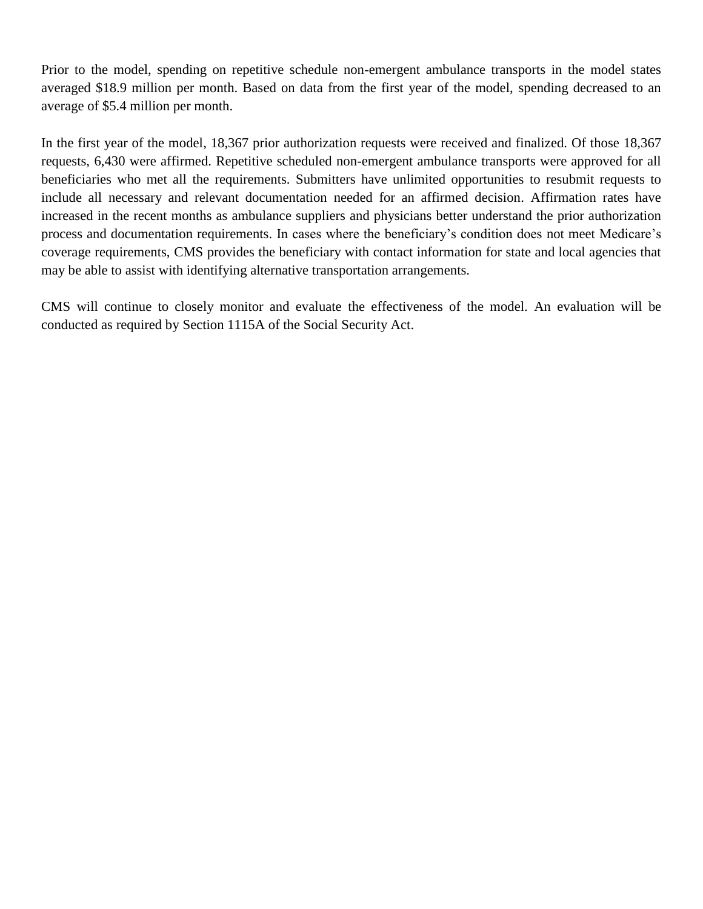Prior to the model, spending on repetitive schedule non-emergent ambulance transports in the model states averaged $18.9 million per month. Based on data from the first year of the model, spending decreased to an average of $5.4 million per month.

In the first year of the model, 18,367 prior authorization requests were received and finalized. Of those 18,367 requests, 6,430 were affirmed. Repetitive scheduled non-emergent ambulance transports were approved for all beneficiaries who met all the requirements. Submitters have unlimited opportunities to resubmit requests to include all necessary and relevant documentation needed for an affirmed decision. Affirmation rates have increased in the recent months as ambulance suppliers and physicians better understand the prior authorization process and documentation requirements. In cases where the beneficiary's condition does not meet Medicare's coverage requirements, CMS provides the beneficiary with contact information for state and local agencies that may be able to assist with identifying alternative transportation arrangements.

CMS will continue to closely monitor and evaluate the effectiveness of the model. An evaluation will be conducted as required by Section 1115A of the Social Security Act.